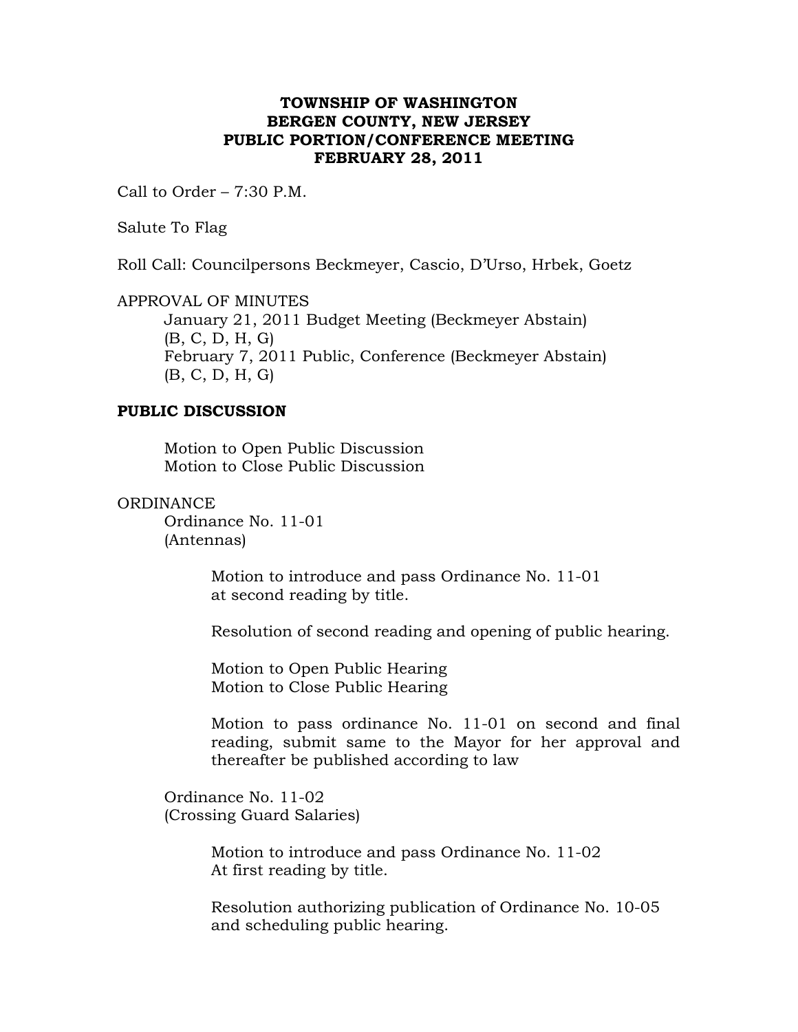**TOWNSHIP OF WASHINGTON**
**BERGEN COUNTY, NEW JERSEY**
**PUBLIC PORTION/CONFERENCE MEETING**
**FEBRUARY 28, 2011**

Call to Order – 7:30 P.M.

Salute To Flag

Roll Call: Councilpersons Beckmeyer, Cascio, D'Urso, Hrbek, Goetz

APPROVAL OF MINUTES

January 21, 2011 Budget Meeting (Beckmeyer Abstain)
(B, C, D, H, G)
February 7, 2011 Public, Conference (Beckmeyer Abstain)
(B, C, D, H, G)

**PUBLIC DISCUSSION**

Motion to Open Public Discussion
Motion to Close Public Discussion

ORDINANCE

Ordinance No. 11-01
(Antennas)

Motion to introduce and pass Ordinance No. 11-01 at second reading by title.

Resolution of second reading and opening of public hearing.

Motion to Open Public Hearing
Motion to Close Public Hearing

Motion to pass ordinance No. 11-01 on second and final reading, submit same to the Mayor for her approval and thereafter be published according to law

Ordinance No. 11-02
(Crossing Guard Salaries)

Motion to introduce and pass Ordinance No. 11-02 At first reading by title.

Resolution authorizing publication of Ordinance No. 10-05 and scheduling public hearing.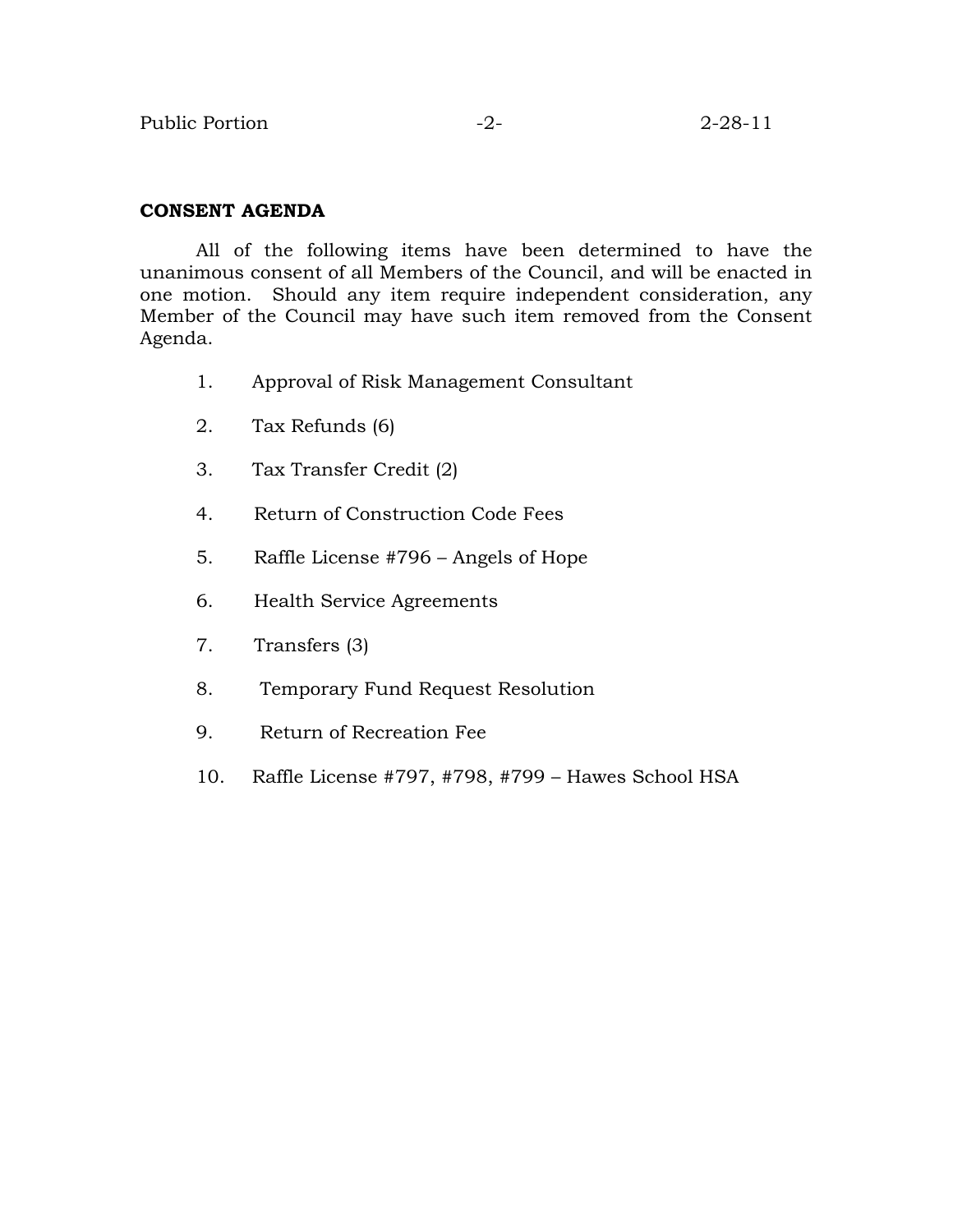**CONSENT AGENDA**

All of the following items have been determined to have the unanimous consent of all Members of the Council, and will be enacted in one motion. Should any item require independent consideration, any Member of the Council may have such item removed from the Consent Agenda.

1. Approval of Risk Management Consultant
2. Tax Refunds (6)
3. Tax Transfer Credit (2)
4. Return of Construction Code Fees
5. Raffle License #796 – Angels of Hope
6. Health Service Agreements
7. Transfers (3)
8. Temporary Fund Request Resolution
9. Return of Recreation Fee
10. Raffle License #797, #798, #799 – Hawes School HSA